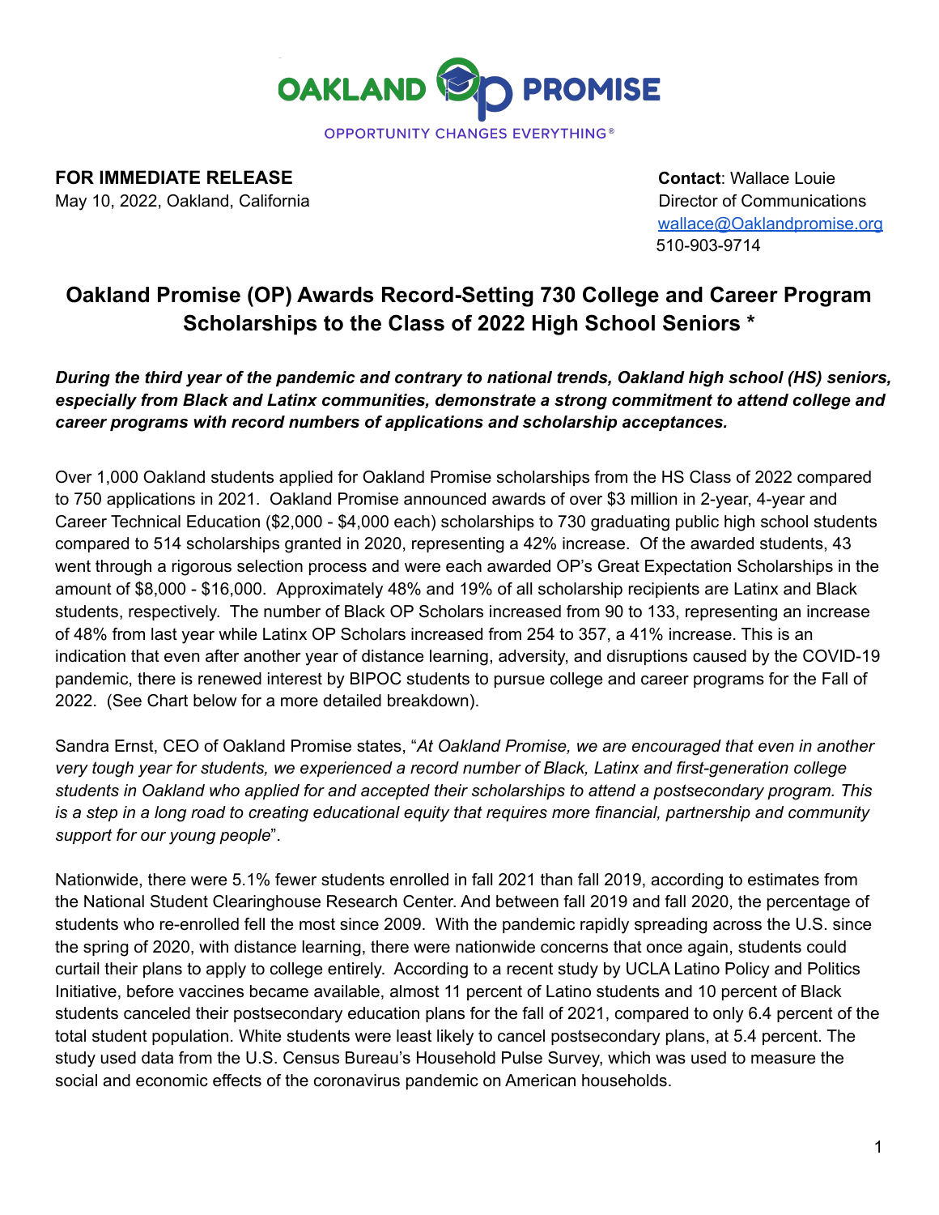OAKLAND PROMISE

OPPORTUNITY CHANGES EVERYTHING®

**FOR IMMEDIATE RELEASE**
May 10, 2022, Oakland, California

**Contact**: Wallace Louie
Director of Communications
wallace@Oaklandpromise.org
510-903-9714

# Oakland Promise (OP) Awards Record-Setting 730 College and Career Program Scholarships to the Class of 2022 High School Seniors *

***During the third year of the pandemic and contrary to national trends, Oakland high school (HS) seniors, especially from Black and Latinx communities, demonstrate a strong commitment to attend college and career programs with record numbers of applications and scholarship acceptances.***

Over 1,000 Oakland students applied for Oakland Promise scholarships from the HS Class of 2022 compared to 750 applications in 2021. Oakland Promise announced awards of over $3 million in 2-year, 4-year and Career Technical Education ($2,000 - $4,000 each) scholarships to 730 graduating public high school students compared to 514 scholarships granted in 2020, representing a 42% increase. Of the awarded students, 43 went through a rigorous selection process and were each awarded OP's Great Expectation Scholarships in the amount of $8,000 - $16,000. Approximately 48% and 19% of all scholarship recipients are Latinx and Black students, respectively. The number of Black OP Scholars increased from 90 to 133, representing an increase of 48% from last year while Latinx OP Scholars increased from 254 to 357, a 41% increase. This is an indication that even after another year of distance learning, adversity, and disruptions caused by the COVID-19 pandemic, there is renewed interest by BIPOC students to pursue college and career programs for the Fall of 2022. (See Chart below for a more detailed breakdown).

Sandra Ernst, CEO of Oakland Promise states, "*At Oakland Promise, we are encouraged that even in another very tough year for students, we experienced a record number of Black, Latinx and first-generation college students in Oakland who applied for and accepted their scholarships to attend a postsecondary program. This is a step in a long road to creating educational equity that requires more financial, partnership and community support for our young people*".

Nationwide, there were 5.1% fewer students enrolled in fall 2021 than fall 2019, according to estimates from the National Student Clearinghouse Research Center. And between fall 2019 and fall 2020, the percentage of students who re-enrolled fell the most since 2009. With the pandemic rapidly spreading across the U.S. since the spring of 2020, with distance learning, there were nationwide concerns that once again, students could curtail their plans to apply to college entirely. According to a recent study by UCLA Latino Policy and Politics Initiative, before vaccines became available, almost 11 percent of Latino students and 10 percent of Black students canceled their postsecondary education plans for the fall of 2021, compared to only 6.4 percent of the total student population. White students were least likely to cancel postsecondary plans, at 5.4 percent. The study used data from the U.S. Census Bureau's Household Pulse Survey, which was used to measure the social and economic effects of the coronavirus pandemic on American households.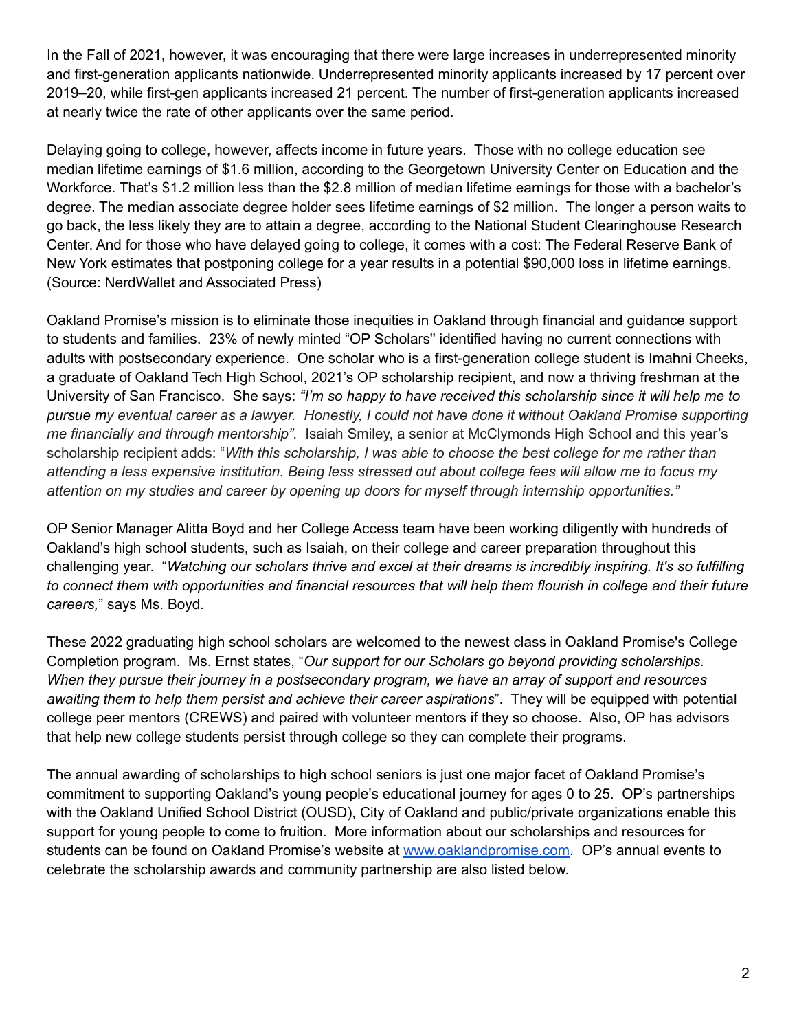In the Fall of 2021, however, it was encouraging that there were large increases in underrepresented minority and first-generation applicants nationwide. Underrepresented minority applicants increased by 17 percent over 2019–20, while first-gen applicants increased 21 percent. The number of first-generation applicants increased at nearly twice the rate of other applicants over the same period.

Delaying going to college, however, affects income in future years. Those with no college education see median lifetime earnings of $1.6 million, according to the Georgetown University Center on Education and the Workforce. That's $1.2 million less than the $2.8 million of median lifetime earnings for those with a bachelor's degree. The median associate degree holder sees lifetime earnings of $2 million. The longer a person waits to go back, the less likely they are to attain a degree, according to the National Student Clearinghouse Research Center. And for those who have delayed going to college, it comes with a cost: The Federal Reserve Bank of New York estimates that postponing college for a year results in a potential $90,000 loss in lifetime earnings. (Source: NerdWallet and Associated Press)

Oakland Promise's mission is to eliminate those inequities in Oakland through financial and guidance support to students and families. 23% of newly minted "OP Scholars" identified having no current connections with adults with postsecondary experience. One scholar who is a first-generation college student is Imahni Cheeks, a graduate of Oakland Tech High School, 2021's OP scholarship recipient, and now a thriving freshman at the University of San Francisco. She says: *"I'm so happy to have received this scholarship since it will help me to pursue my eventual career as a lawyer. Honestly, I could not have done it without Oakland Promise supporting me financially and through mentorship"*. Isaiah Smiley, a senior at McClymonds High School and this year's scholarship recipient adds: "*With this scholarship, I was able to choose the best college for me rather than attending a less expensive institution. Being less stressed out about college fees will allow me to focus my attention on my studies and career by opening up doors for myself through internship opportunities."*

OP Senior Manager Alitta Boyd and her College Access team have been working diligently with hundreds of Oakland's high school students, such as Isaiah, on their college and career preparation throughout this challenging year. "*Watching our scholars thrive and excel at their dreams is incredibly inspiring. It's so fulfilling to connect them with opportunities and financial resources that will help them flourish in college and their future careers,*" says Ms. Boyd.

These 2022 graduating high school scholars are welcomed to the newest class in Oakland Promise's College Completion program. Ms. Ernst states, "*Our support for our Scholars go beyond providing scholarships. When they pursue their journey in a postsecondary program, we have an array of support and resources awaiting them to help them persist and achieve their career aspirations*". They will be equipped with potential college peer mentors (CREWS) and paired with volunteer mentors if they so choose. Also, OP has advisors that help new college students persist through college so they can complete their programs.

The annual awarding of scholarships to high school seniors is just one major facet of Oakland Promise's commitment to supporting Oakland's young people's educational journey for ages 0 to 25. OP's partnerships with the Oakland Unified School District (OUSD), City of Oakland and public/private organizations enable this support for young people to come to fruition. More information about our scholarships and resources for students can be found on Oakland Promise's website at [www.oaklandpromise.com](http://www.oaklandpromise.com). OP's annual events to celebrate the scholarship awards and community partnership are also listed below.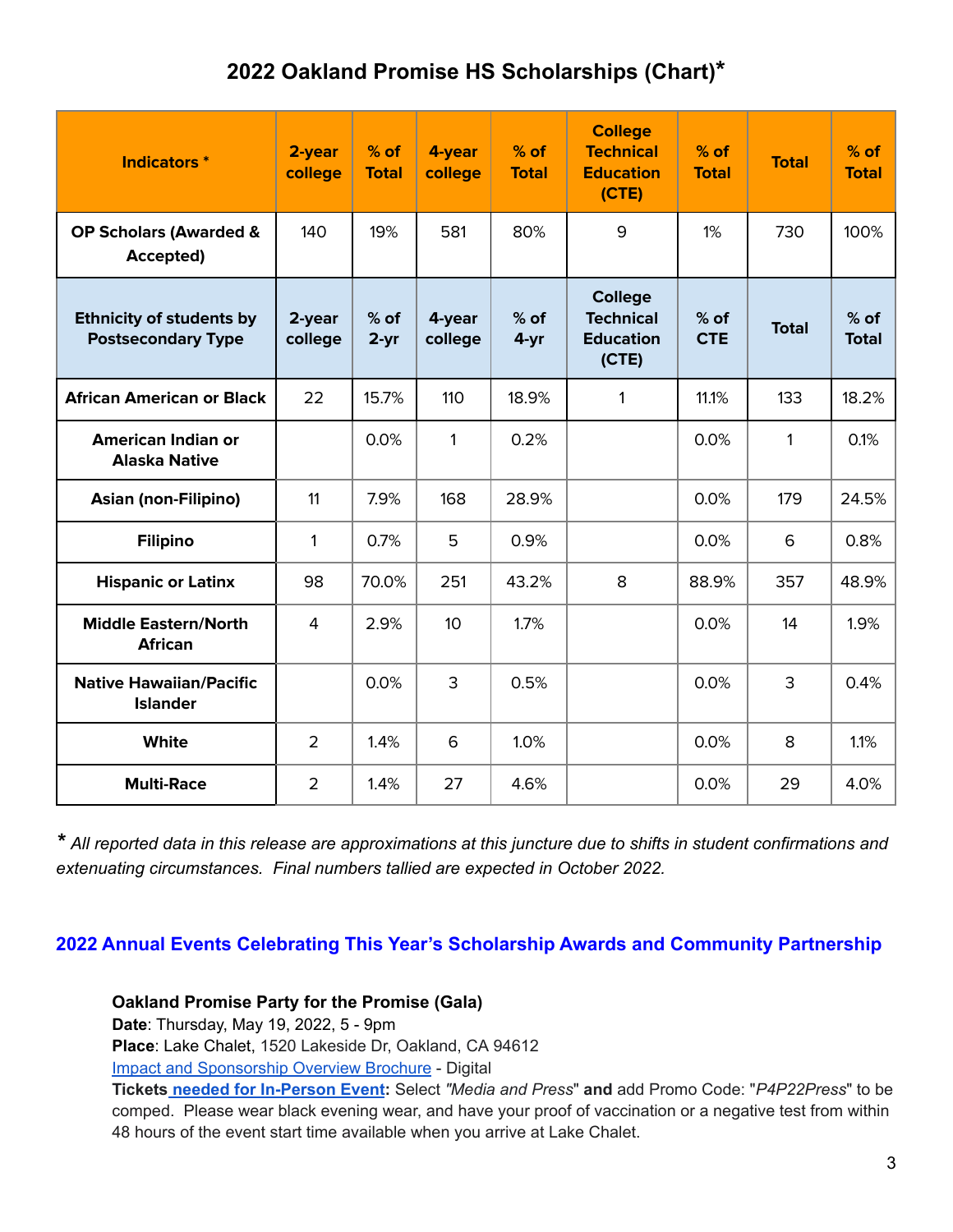## 2022 Oakland Promise HS Scholarships (Chart)*

| Indicators * | 2-year college | % of Total | 4-year college | % of Total | College Technical Education (CTE) | % of Total | Total | % of Total |
|---|---|---|---|---|---|---|---|---|
| OP Scholars (Awarded & Accepted) | 140 | 19% | 581 | 80% | 9 | 1% | 730 | 100% |
| **Ethnicity of students by Postsecondary Type** | **2-year college** | **% of 2-yr** | **4-year college** | **% of 4-yr** | **College Technical Education (CTE)** | **% of CTE** | **Total** | **% of Total** |
| African American or Black | 22 | 15.7% | 110 | 18.9% | 1 | 11.1% | 133 | 18.2% |
| American Indian or Alaska Native | | 0.0% | 1 | 0.2% | | 0.0% | 1 | 0.1% |
| Asian (non-Filipino) | 11 | 7.9% | 168 | 28.9% | | 0.0% | 179 | 24.5% |
| Filipino | 1 | 0.7% | 5 | 0.9% | | 0.0% | 6 | 0.8% |
| Hispanic or Latinx | 98 | 70.0% | 251 | 43.2% | 8 | 88.9% | 357 | 48.9% |
| Middle Eastern/North African | 4 | 2.9% | 10 | 1.7% | | 0.0% | 14 | 1.9% |
| Native Hawaiian/Pacific Islander | | 0.0% | 3 | 0.5% | | 0.0% | 3 | 0.4% |
| White | 2 | 1.4% | 6 | 1.0% | | 0.0% | 8 | 1.1% |
| Multi-Race | 2 | 1.4% | 27 | 4.6% | | 0.0% | 29 | 4.0% |

*\* All reported data in this release are approximations at this juncture due to shifts in student confirmations and extenuating circumstances. Final numbers tallied are expected in October 2022.*

## 2022 Annual Events Celebrating This Year's Scholarship Awards and Community Partnership

**Oakland Promise Party for the Promise (Gala)**
**Date**: Thursday, May 19, 2022, 5 - 9pm
**Place**: Lake Chalet, 1520 Lakeside Dr, Oakland, CA 94612
Impact and Sponsorship Overview Brochure - Digital
**Tickets needed for In-Person Event:** Select *"Media and Press"* **and** add Promo Code: "*P4P22Press*" to be comped. Please wear black evening wear, and have your proof of vaccination or a negative test from within 48 hours of the event start time available when you arrive at Lake Chalet.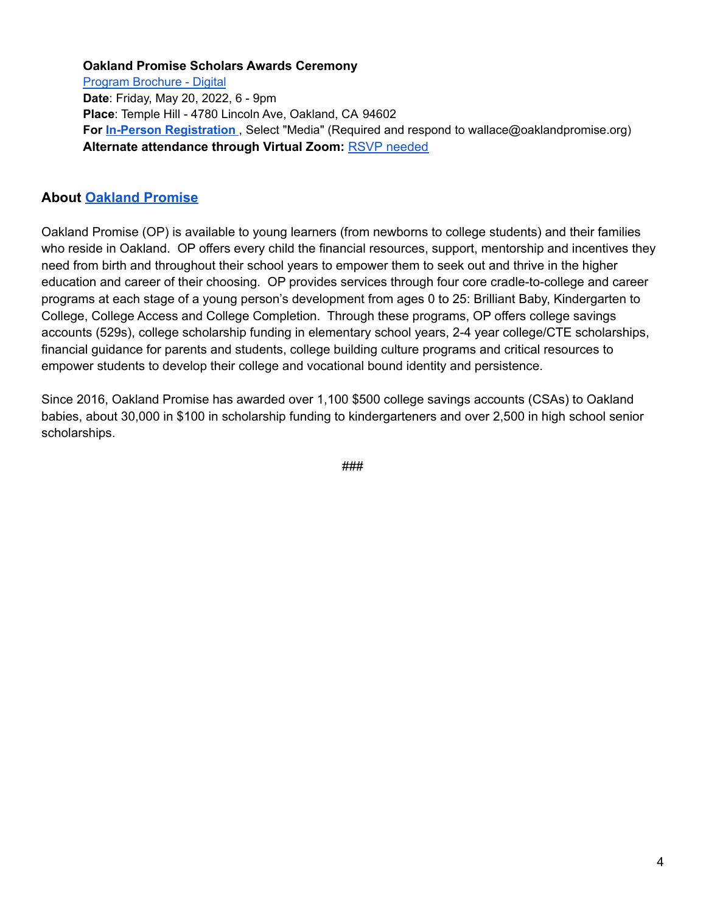**Oakland Promise Scholars Awards Ceremony**
[Program Brochure - Digital]
**Date**: Friday, May 20, 2022, 6 - 9pm
**Place**: Temple Hill - 4780 Lincoln Ave, Oakland, CA 94602
**For [In-Person Registration]**, Select "Media" (Required and respond to wallace@oaklandpromise.org)
**Alternate attendance through Virtual Zoom:** [RSVP needed]

## About [Oakland Promise]

Oakland Promise (OP) is available to young learners (from newborns to college students) and their families who reside in Oakland. OP offers every child the financial resources, support, mentorship and incentives they need from birth and throughout their school years to empower them to seek out and thrive in the higher education and career of their choosing. OP provides services through four core cradle-to-college and career programs at each stage of a young person's development from ages 0 to 25: Brilliant Baby, Kindergarten to College, College Access and College Completion. Through these programs, OP offers college savings accounts (529s), college scholarship funding in elementary school years, 2-4 year college/CTE scholarships, financial guidance for parents and students, college building culture programs and critical resources to empower students to develop their college and vocational bound identity and persistence.

Since 2016, Oakland Promise has awarded over 1,100 $500 college savings accounts (CSAs) to Oakland babies, about 30,000 in $100 in scholarship funding to kindergarteners and over 2,500 in high school senior scholarships.

###